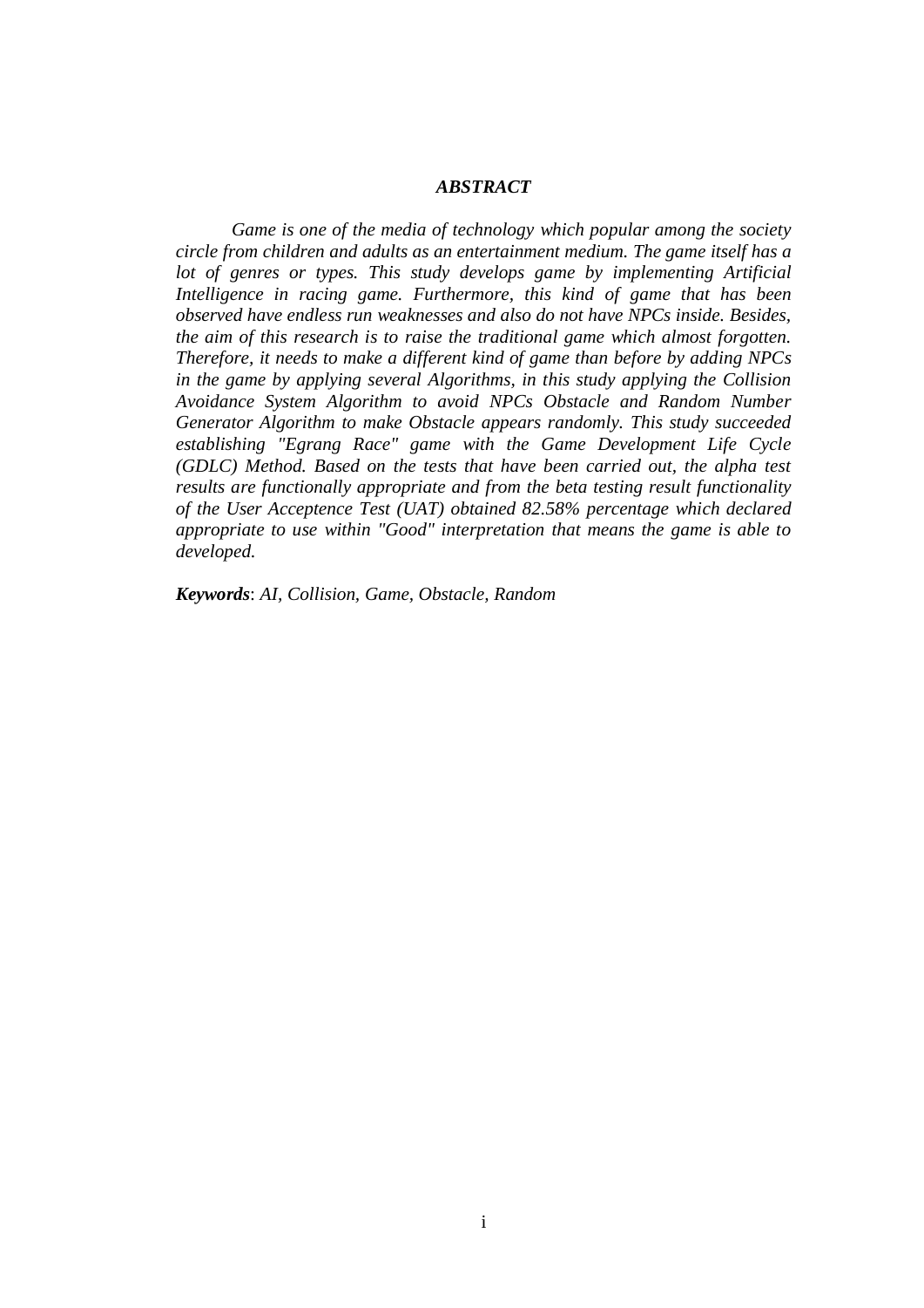# *ABSTRACT*

*Game is one of the media of technology which popular among the society circle from children and adults as an entertainment medium. The game itself has a lot of genres or types. This study develops game by implementing Artificial Intelligence in racing game. Furthermore, this kind of game that has been observed have endless run weaknesses and also do not have NPCs inside. Besides, the aim of this research is to raise the traditional game which almost forgotten. Therefore, it needs to make a different kind of game than before by adding NPCs in the game by applying several Algorithms, in this study applying the Collision Avoidance System Algorithm to avoid NPCs Obstacle and Random Number Generator Algorithm to make Obstacle appears randomly. This study succeeded establishing "Egrang Race" game with the Game Development Life Cycle (GDLC) Method. Based on the tests that have been carried out, the alpha test results are functionally appropriate and from the beta testing result functionality of the User Acceptence Test (UAT) obtained 82.58% percentage which declared appropriate to use within "Good" interpretation that means the game is able to developed.*

***Keywords***: *AI, Collision, Game, Obstacle, Random*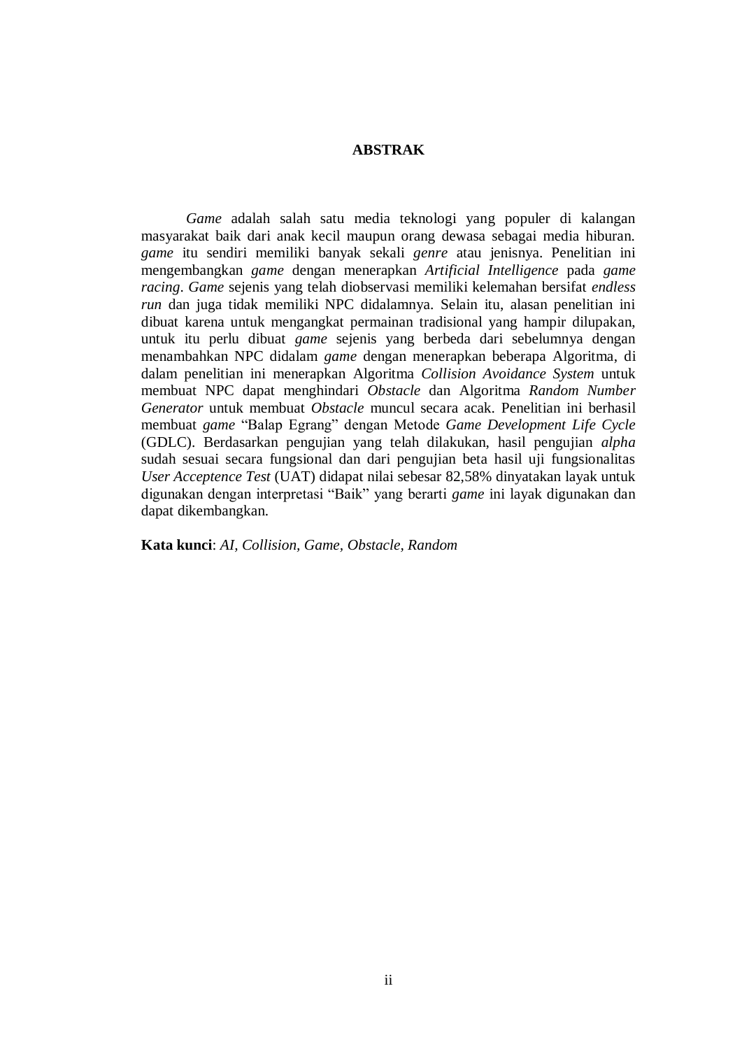# ABSTRAK

*Game* adalah salah satu media teknologi yang populer di kalangan masyarakat baik dari anak kecil maupun orang dewasa sebagai media hiburan. *game* itu sendiri memiliki banyak sekali *genre* atau jenisnya. Penelitian ini mengembangkan *game* dengan menerapkan *Artificial Intelligence* pada *game racing*. *Game* sejenis yang telah diobservasi memiliki kelemahan bersifat *endless run* dan juga tidak memiliki NPC didalamnya. Selain itu, alasan penelitian ini dibuat karena untuk mengangkat permainan tradisional yang hampir dilupakan, untuk itu perlu dibuat *game* sejenis yang berbeda dari sebelumnya dengan menambahkan NPC didalam *game* dengan menerapkan beberapa Algoritma, di dalam penelitian ini menerapkan Algoritma *Collision Avoidance System* untuk membuat NPC dapat menghindari *Obstacle* dan Algoritma *Random Number Generator* untuk membuat *Obstacle* muncul secara acak. Penelitian ini berhasil membuat *game* "Balap Egrang" dengan Metode *Game Development Life Cycle* (GDLC). Berdasarkan pengujian yang telah dilakukan, hasil pengujian *alpha* sudah sesuai secara fungsional dan dari pengujian beta hasil uji fungsionalitas *User Acceptence Test* (UAT) didapat nilai sebesar 82,58% dinyatakan layak untuk digunakan dengan interpretasi "Baik" yang berarti *game* ini layak digunakan dan dapat dikembangkan.

**Kata kunci**: *AI, Collision, Game, Obstacle, Random*